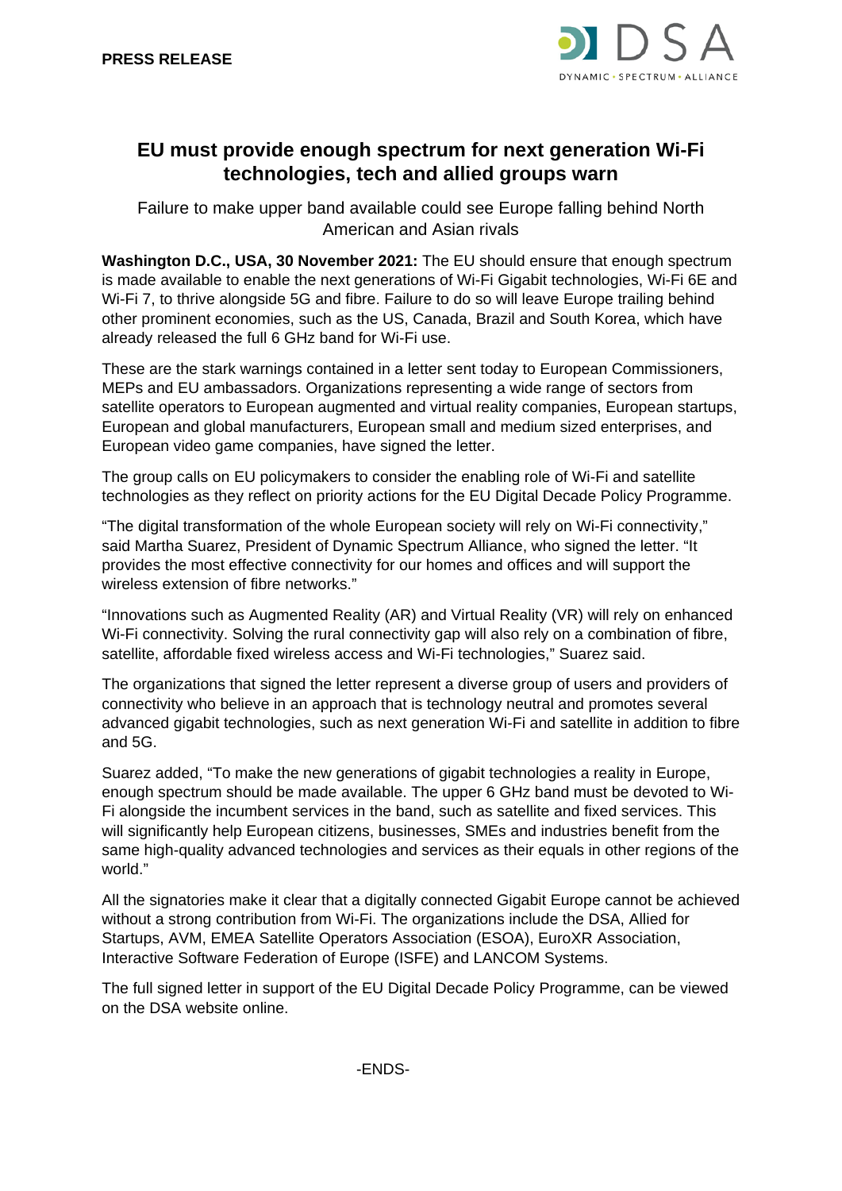**PRESS RELEASE**

DSA
DYNAMIC • SPECTRUM • ALLIANCE

# EU must provide enough spectrum for next generation Wi-Fi technologies, tech and allied groups warn

Failure to make upper band available could see Europe falling behind North American and Asian rivals

**Washington D.C., USA, 30 November 2021:** The EU should ensure that enough spectrum is made available to enable the next generations of Wi-Fi Gigabit technologies, Wi-Fi 6E and Wi-Fi 7, to thrive alongside 5G and fibre. Failure to do so will leave Europe trailing behind other prominent economies, such as the US, Canada, Brazil and South Korea, which have already released the full 6 GHz band for Wi-Fi use.

These are the stark warnings contained in a letter sent today to European Commissioners, MEPs and EU ambassadors. Organizations representing a wide range of sectors from satellite operators to European augmented and virtual reality companies, European startups, European and global manufacturers, European small and medium sized enterprises, and European video game companies, have signed the letter.

The group calls on EU policymakers to consider the enabling role of Wi-Fi and satellite technologies as they reflect on priority actions for the EU Digital Decade Policy Programme.

"The digital transformation of the whole European society will rely on Wi-Fi connectivity," said Martha Suarez, President of Dynamic Spectrum Alliance, who signed the letter. "It provides the most effective connectivity for our homes and offices and will support the wireless extension of fibre networks."

"Innovations such as Augmented Reality (AR) and Virtual Reality (VR) will rely on enhanced Wi-Fi connectivity. Solving the rural connectivity gap will also rely on a combination of fibre, satellite, affordable fixed wireless access and Wi-Fi technologies," Suarez said.

The organizations that signed the letter represent a diverse group of users and providers of connectivity who believe in an approach that is technology neutral and promotes several advanced gigabit technologies, such as next generation Wi-Fi and satellite in addition to fibre and 5G.

Suarez added, "To make the new generations of gigabit technologies a reality in Europe, enough spectrum should be made available. The upper 6 GHz band must be devoted to Wi-Fi alongside the incumbent services in the band, such as satellite and fixed services. This will significantly help European citizens, businesses, SMEs and industries benefit from the same high-quality advanced technologies and services as their equals in other regions of the world."

All the signatories make it clear that a digitally connected Gigabit Europe cannot be achieved without a strong contribution from Wi-Fi. The organizations include the DSA, Allied for Startups, AVM, EMEA Satellite Operators Association (ESOA), EuroXR Association, Interactive Software Federation of Europe (ISFE) and LANCOM Systems.

The full signed letter in support of the EU Digital Decade Policy Programme, can be viewed on the DSA website online.

-ENDS-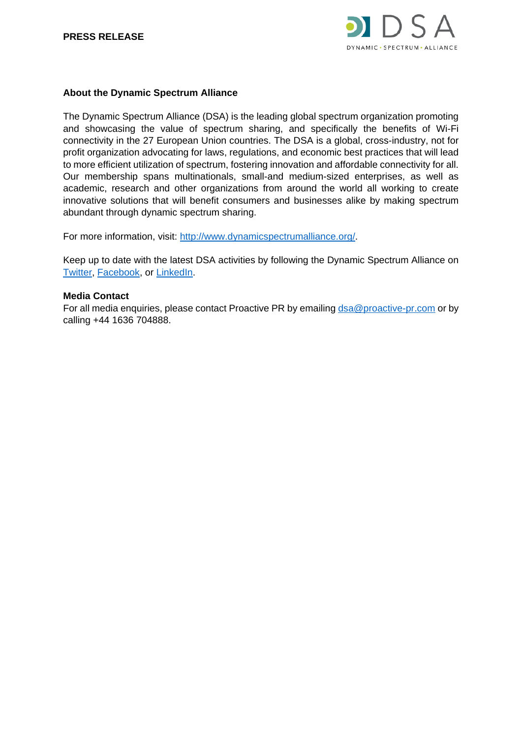**PRESS RELEASE**

## About the Dynamic Spectrum Alliance

The Dynamic Spectrum Alliance (DSA) is the leading global spectrum organization promoting and showcasing the value of spectrum sharing, and specifically the benefits of Wi-Fi connectivity in the 27 European Union countries. The DSA is a global, cross-industry, not for profit organization advocating for laws, regulations, and economic best practices that will lead to more efficient utilization of spectrum, fostering innovation and affordable connectivity for all. Our membership spans multinationals, small-and medium-sized enterprises, as well as academic, research and other organizations from around the world all working to create innovative solutions that will benefit consumers and businesses alike by making spectrum abundant through dynamic spectrum sharing.

For more information, visit: [http://www.dynamicspectrumalliance.org/](http://www.dynamicspectrumalliance.org/).

Keep up to date with the latest DSA activities by following the Dynamic Spectrum Alliance on Twitter, Facebook, or LinkedIn.

**Media Contact**
For all media enquiries, please contact Proactive PR by emailing dsa@proactive-pr.com or by calling +44 1636 704888.